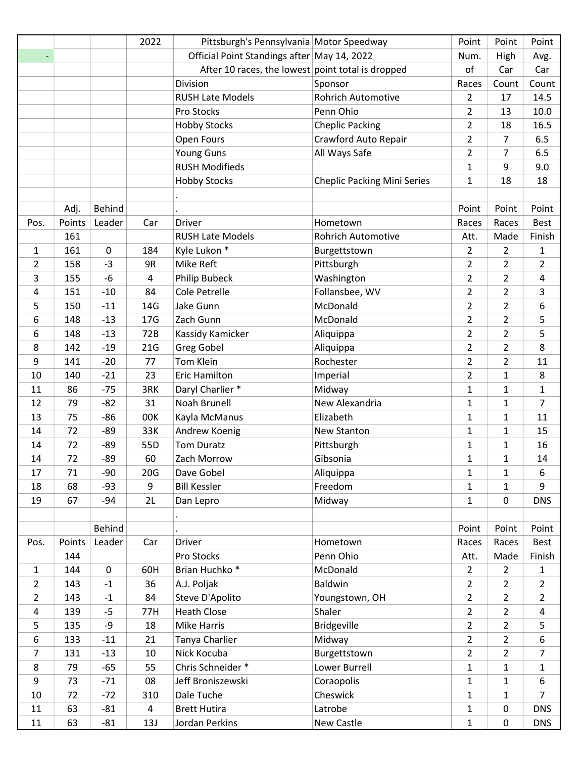| | | | 2022 | Pittsburgh's Pennsylvania | Motor Speedway | Point | Point | Point |
|---|---|---|---|---|---|---|---|---|
| - | | | | Official Point Standings after | May 14, 2022 | Num. | High | Avg. |
| | | | | After 10 races, the lowest | point total is dropped | of | Car | Car |
| | | | | Division | Sponsor | Races | Count | Count |
| | | | | RUSH Late Models | Rohrich Automotive | 2 | 17 | 14.5 |
| | | | | Pro Stocks | Penn Ohio | 2 | 13 | 10.0 |
| | | | | Hobby Stocks | Cheplic Packing | 2 | 18 | 16.5 |
| | | | | Open Fours | Crawford Auto Repair | 2 | 7 | 6.5 |
| | | | | Young Guns | All Ways Safe | 2 | 7 | 6.5 |
| | | | | RUSH Modifieds | | 1 | 9 | 9.0 |
| | | | | Hobby Stocks | Cheplic Packing Mini Series | 1 | 18 | 18 |
| | | | | . | | | | |
| | Adj. | Behind | | . | | Point | Point | Point |
| Pos. | Points | Leader | Car | Driver | Hometown | Races | Races | Best |
| | 161 | | | RUSH Late Models | Rohrich Automotive | Att. | Made | Finish |
| 1 | 161 | 0 | 184 | Kyle Lukon * | Burgettstown | 2 | 2 | 1 |
| 2 | 158 | -3 | 9R | Mike Reft | Pittsburgh | 2 | 2 | 2 |
| 3 | 155 | -6 | 4 | Philip Bubeck | Washington | 2 | 2 | 4 |
| 4 | 151 | -10 | 84 | Cole Petrelle | Follansbee, WV | 2 | 2 | 3 |
| 5 | 150 | -11 | 14G | Jake Gunn | McDonald | 2 | 2 | 6 |
| 6 | 148 | -13 | 17G | Zach Gunn | McDonald | 2 | 2 | 5 |
| 6 | 148 | -13 | 72B | Kassidy Kamicker | Aliquippa | 2 | 2 | 5 |
| 8 | 142 | -19 | 21G | Greg Gobel | Aliquippa | 2 | 2 | 8 |
| 9 | 141 | -20 | 77 | Tom Klein | Rochester | 2 | 2 | 11 |
| 10 | 140 | -21 | 23 | Eric Hamilton | Imperial | 2 | 1 | 8 |
| 11 | 86 | -75 | 3RK | Daryl Charlier * | Midway | 1 | 1 | 1 |
| 12 | 79 | -82 | 31 | Noah Brunell | New Alexandria | 1 | 1 | 7 |
| 13 | 75 | -86 | 00K | Kayla McManus | Elizabeth | 1 | 1 | 11 |
| 14 | 72 | -89 | 33K | Andrew Koenig | New Stanton | 1 | 1 | 15 |
| 14 | 72 | -89 | 55D | Tom Duratz | Pittsburgh | 1 | 1 | 16 |
| 14 | 72 | -89 | 60 | Zach Morrow | Gibsonia | 1 | 1 | 14 |
| 17 | 71 | -90 | 20G | Dave Gobel | Aliquippa | 1 | 1 | 6 |
| 18 | 68 | -93 | 9 | Bill Kessler | Freedom | 1 | 1 | 9 |
| 19 | 67 | -94 | 2L | Dan Lepro | Midway | 1 | 0 | DNS |
| | | | | . | | | | |
| | | Behind | | . | | Point | Point | Point |
| Pos. | Points | Leader | Car | Driver | Hometown | Races | Races | Best |
| | 144 | | | Pro Stocks | Penn Ohio | Att. | Made | Finish |
| 1 | 144 | 0 | 60H | Brian Huchko * | McDonald | 2 | 2 | 1 |
| 2 | 143 | -1 | 36 | A.J. Poljak | Baldwin | 2 | 2 | 2 |
| 2 | 143 | -1 | 84 | Steve D'Apolito | Youngstown, OH | 2 | 2 | 2 |
| 4 | 139 | -5 | 77H | Heath Close | Shaler | 2 | 2 | 4 |
| 5 | 135 | -9 | 18 | Mike Harris | Bridgeville | 2 | 2 | 5 |
| 6 | 133 | -11 | 21 | Tanya Charlier | Midway | 2 | 2 | 6 |
| 7 | 131 | -13 | 10 | Nick Kocuba | Burgettstown | 2 | 2 | 7 |
| 8 | 79 | -65 | 55 | Chris Schneider * | Lower Burrell | 1 | 1 | 1 |
| 9 | 73 | -71 | 08 | Jeff Broniszewski | Coraopolis | 1 | 1 | 6 |
| 10 | 72 | -72 | 310 | Dale Tuche | Cheswick | 1 | 1 | 7 |
| 11 | 63 | -81 | 4 | Brett Hutira | Latrobe | 1 | 0 | DNS |
| 11 | 63 | -81 | 13J | Jordan Perkins | New Castle | 1 | 0 | DNS |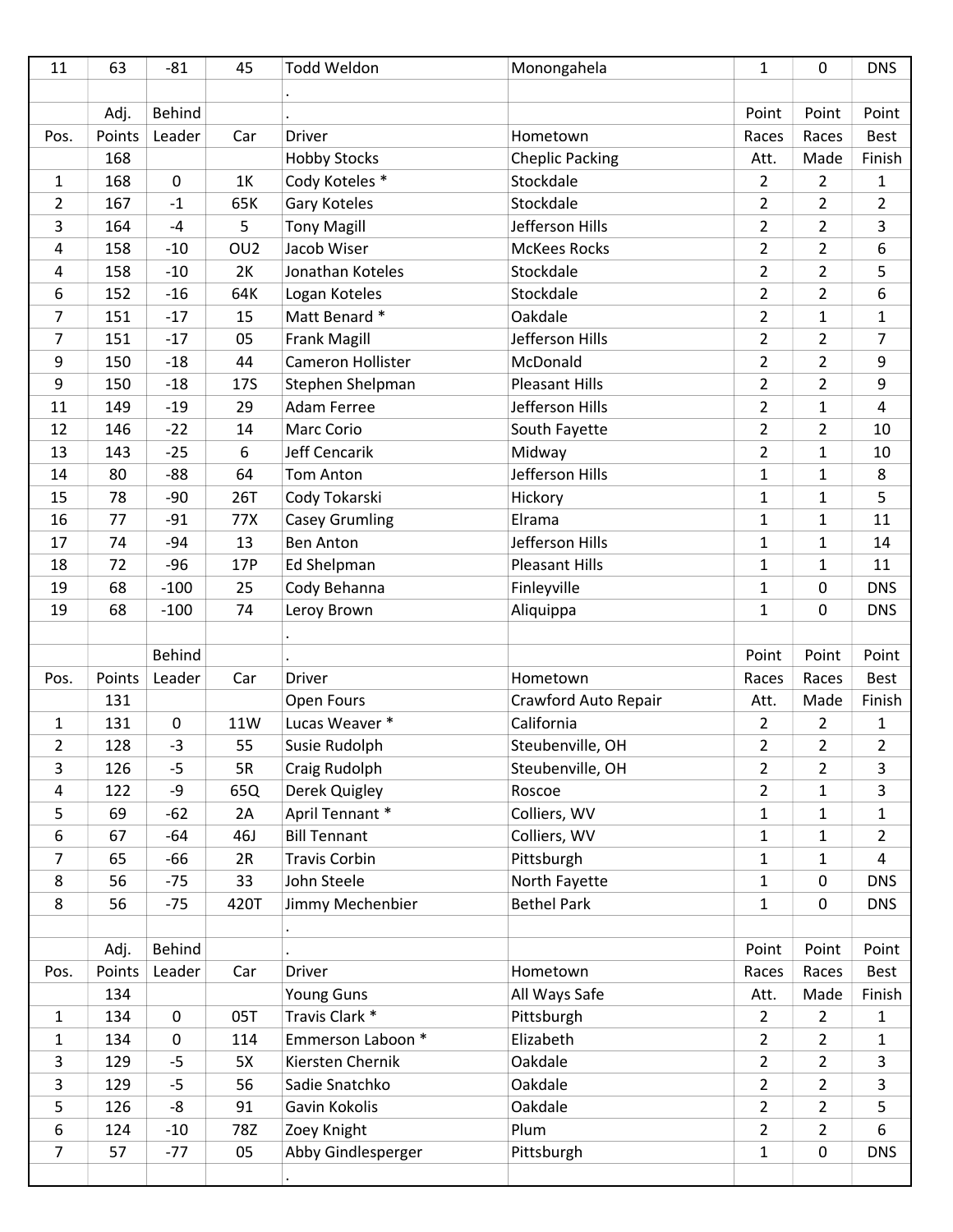| 11 | 63 | -81 | 45 | Todd Weldon | Monongahela | 1 | 0 | DNS |
|---|---|---|---|---|---|---|---|---|
| | | | | . | | | | |
| | Adj. | Behind | | . | | Point | Point | Point |
| Pos. | Points | Leader | Car | Driver | Hometown | Races | Races | Best |
| | 168 | | | Hobby Stocks | Cheplic Packing | Att. | Made | Finish |
| 1 | 168 | 0 | 1K | Cody Koteles * | Stockdale | 2 | 2 | 1 |
| 2 | 167 | -1 | 65K | Gary Koteles | Stockdale | 2 | 2 | 2 |
| 3 | 164 | -4 | 5 | Tony Magill | Jefferson Hills | 2 | 2 | 3 |
| 4 | 158 | -10 | OU2 | Jacob Wiser | McKees Rocks | 2 | 2 | 6 |
| 4 | 158 | -10 | 2K | Jonathan Koteles | Stockdale | 2 | 2 | 5 |
| 6 | 152 | -16 | 64K | Logan Koteles | Stockdale | 2 | 2 | 6 |
| 7 | 151 | -17 | 15 | Matt Benard * | Oakdale | 2 | 1 | 1 |
| 7 | 151 | -17 | 05 | Frank Magill | Jefferson Hills | 2 | 2 | 7 |
| 9 | 150 | -18 | 44 | Cameron Hollister | McDonald | 2 | 2 | 9 |
| 9 | 150 | -18 | 17S | Stephen Shelpman | Pleasant Hills | 2 | 2 | 9 |
| 11 | 149 | -19 | 29 | Adam Ferree | Jefferson Hills | 2 | 1 | 4 |
| 12 | 146 | -22 | 14 | Marc Corio | South Fayette | 2 | 2 | 10 |
| 13 | 143 | -25 | 6 | Jeff Cencarik | Midway | 2 | 1 | 10 |
| 14 | 80 | -88 | 64 | Tom Anton | Jefferson Hills | 1 | 1 | 8 |
| 15 | 78 | -90 | 26T | Cody Tokarski | Hickory | 1 | 1 | 5 |
| 16 | 77 | -91 | 77X | Casey Grumling | Elrama | 1 | 1 | 11 |
| 17 | 74 | -94 | 13 | Ben Anton | Jefferson Hills | 1 | 1 | 14 |
| 18 | 72 | -96 | 17P | Ed Shelpman | Pleasant Hills | 1 | 1 | 11 |
| 19 | 68 | -100 | 25 | Cody Behanna | Finleyville | 1 | 0 | DNS |
| 19 | 68 | -100 | 74 | Leroy Brown | Aliquippa | 1 | 0 | DNS |
| | | | | . | | | | |
| | | Behind | | . | | Point | Point | Point |
| Pos. | Points | Leader | Car | Driver | Hometown | Races | Races | Best |
| | 131 | | | Open Fours | Crawford Auto Repair | Att. | Made | Finish |
| 1 | 131 | 0 | 11W | Lucas Weaver * | California | 2 | 2 | 1 |
| 2 | 128 | -3 | 55 | Susie Rudolph | Steubenville, OH | 2 | 2 | 2 |
| 3 | 126 | -5 | 5R | Craig Rudolph | Steubenville, OH | 2 | 2 | 3 |
| 4 | 122 | -9 | 65Q | Derek Quigley | Roscoe | 2 | 1 | 3 |
| 5 | 69 | -62 | 2A | April Tennant * | Colliers, WV | 1 | 1 | 1 |
| 6 | 67 | -64 | 46J | Bill Tennant | Colliers, WV | 1 | 1 | 2 |
| 7 | 65 | -66 | 2R | Travis Corbin | Pittsburgh | 1 | 1 | 4 |
| 8 | 56 | -75 | 33 | John Steele | North Fayette | 1 | 0 | DNS |
| 8 | 56 | -75 | 420T | Jimmy Mechenbier | Bethel Park | 1 | 0 | DNS |
| | | | | . | | | | |
| | Adj. | Behind | | . | | Point | Point | Point |
| Pos. | Points | Leader | Car | Driver | Hometown | Races | Races | Best |
| | 134 | | | Young Guns | All Ways Safe | Att. | Made | Finish |
| 1 | 134 | 0 | 05T | Travis Clark * | Pittsburgh | 2 | 2 | 1 |
| 1 | 134 | 0 | 114 | Emmerson Laboon * | Elizabeth | 2 | 2 | 1 |
| 3 | 129 | -5 | 5X | Kiersten Chernik | Oakdale | 2 | 2 | 3 |
| 3 | 129 | -5 | 56 | Sadie Snatchko | Oakdale | 2 | 2 | 3 |
| 5 | 126 | -8 | 91 | Gavin Kokolis | Oakdale | 2 | 2 | 5 |
| 6 | 124 | -10 | 78Z | Zoey Knight | Plum | 2 | 2 | 6 |
| 7 | 57 | -77 | 05 | Abby Gindlesperger | Pittsburgh | 1 | 0 | DNS |
| | | | | . | | | | |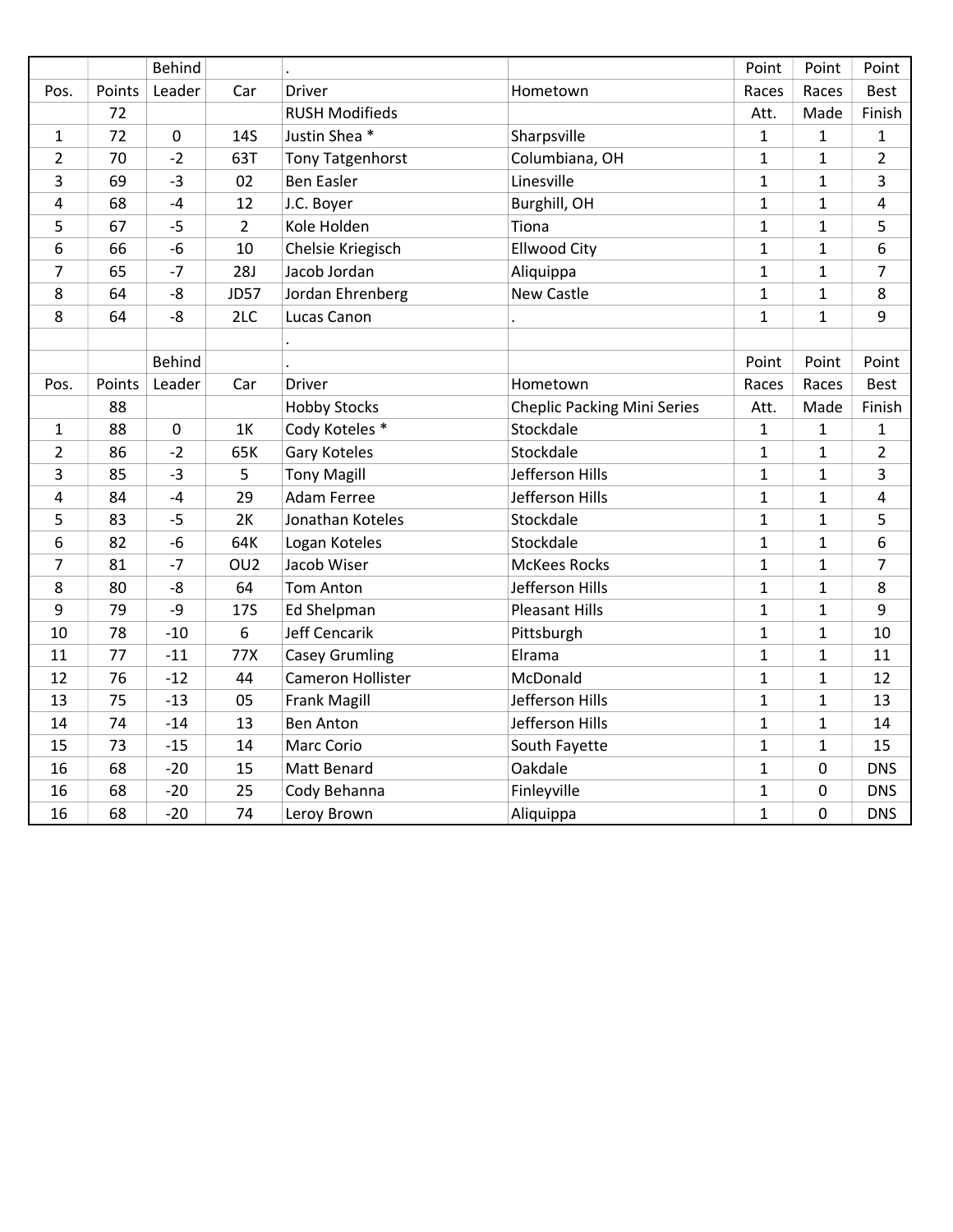| | | Behind | | . | | Point | Point | Point |
|---|---|---|---|---|---|---|---|---|
| Pos. | Points | Leader | Car | Driver | Hometown | Races | Races | Best |
| | 72 | | | RUSH Modifieds | | Att. | Made | Finish |
| 1 | 72 | 0 | 14S | Justin Shea * | Sharpsville | 1 | 1 | 1 |
| 2 | 70 | -2 | 63T | Tony Tatgenhorst | Columbiana, OH | 1 | 1 | 2 |
| 3 | 69 | -3 | 02 | Ben Easler | Linesville | 1 | 1 | 3 |
| 4 | 68 | -4 | 12 | J.C. Boyer | Burghill, OH | 1 | 1 | 4 |
| 5 | 67 | -5 | 2 | Kole Holden | Tiona | 1 | 1 | 5 |
| 6 | 66 | -6 | 10 | Chelsie Kriegisch | Ellwood City | 1 | 1 | 6 |
| 7 | 65 | -7 | 28J | Jacob Jordan | Aliquippa | 1 | 1 | 7 |
| 8 | 64 | -8 | JD57 | Jordan Ehrenberg | New Castle | 1 | 1 | 8 |
| 8 | 64 | -8 | 2LC | Lucas Canon | . | 1 | 1 | 9 |
| | | | | . | | | | |
| | | Behind | | . | | Point | Point | Point |
| Pos. | Points | Leader | Car | Driver | Hometown | Races | Races | Best |
| | 88 | | | Hobby Stocks | Cheplic Packing Mini Series | Att. | Made | Finish |
| 1 | 88 | 0 | 1K | Cody Koteles * | Stockdale | 1 | 1 | 1 |
| 2 | 86 | -2 | 65K | Gary Koteles | Stockdale | 1 | 1 | 2 |
| 3 | 85 | -3 | 5 | Tony Magill | Jefferson Hills | 1 | 1 | 3 |
| 4 | 84 | -4 | 29 | Adam Ferree | Jefferson Hills | 1 | 1 | 4 |
| 5 | 83 | -5 | 2K | Jonathan Koteles | Stockdale | 1 | 1 | 5 |
| 6 | 82 | -6 | 64K | Logan Koteles | Stockdale | 1 | 1 | 6 |
| 7 | 81 | -7 | OU2 | Jacob Wiser | McKees Rocks | 1 | 1 | 7 |
| 8 | 80 | -8 | 64 | Tom Anton | Jefferson Hills | 1 | 1 | 8 |
| 9 | 79 | -9 | 17S | Ed Shelpman | Pleasant Hills | 1 | 1 | 9 |
| 10 | 78 | -10 | 6 | Jeff Cencarik | Pittsburgh | 1 | 1 | 10 |
| 11 | 77 | -11 | 77X | Casey Grumling | Elrama | 1 | 1 | 11 |
| 12 | 76 | -12 | 44 | Cameron Hollister | McDonald | 1 | 1 | 12 |
| 13 | 75 | -13 | 05 | Frank Magill | Jefferson Hills | 1 | 1 | 13 |
| 14 | 74 | -14 | 13 | Ben Anton | Jefferson Hills | 1 | 1 | 14 |
| 15 | 73 | -15 | 14 | Marc Corio | South Fayette | 1 | 1 | 15 |
| 16 | 68 | -20 | 15 | Matt Benard | Oakdale | 1 | 0 | DNS |
| 16 | 68 | -20 | 25 | Cody Behanna | Finleyville | 1 | 0 | DNS |
| 16 | 68 | -20 | 74 | Leroy Brown | Aliquippa | 1 | 0 | DNS |